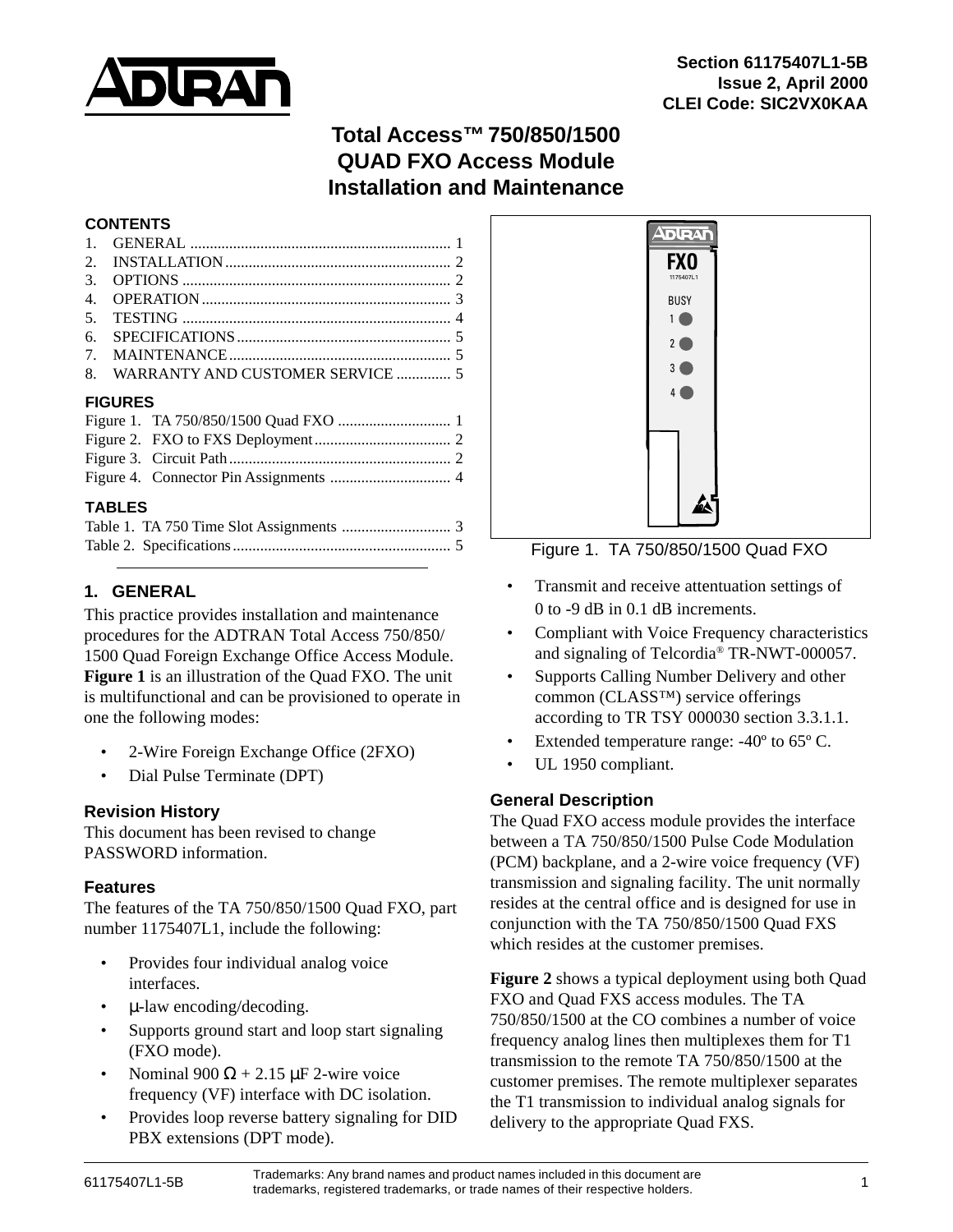Section 61175407L1-5B
Issue 2, April 2000
CLEI Code: SIC2VX0KAA

# Total Access™ 750/850/1500 QUAD FXO Access Module Installation and Maintenance

**CONTENTS**

1. GENERAL .................................................................. 1
2. INSTALLATION .......................................................... 2
3. OPTIONS .................................................................... 2
4. OPERATION ............................................................... 3
5. TESTING .................................................................... 4
6. SPECIFICATIONS ....................................................... 5
7. MAINTENANCE ........................................................... 5
8. WARRANTY AND CUSTOMER SERVICE .............. 5

**FIGURES**

Figure 1. TA 750/850/1500 Quad FXO ............................ 1
Figure 2. FXO to FXS Deployment .................................. 2
Figure 3. Circuit Path ....................................................... 2
Figure 4. Connector Pin Assignments .............................. 4

**TABLES**

Table 1. TA 750 Time Slot Assignments ........................... 3
Table 2. Specifications ....................................................... 5

Figure 1. TA 750/850/1500 Quad FXO

## 1. GENERAL

This practice provides installation and maintenance procedures for the ADTRAN Total Access 750/850/1500 Quad Foreign Exchange Office Access Module. **Figure 1** is an illustration of the Quad FXO. The unit is multifunctional and can be provisioned to operate in one the following modes:

- 2-Wire Foreign Exchange Office (2FXO)
- Dial Pulse Terminate (DPT)

### Revision History

This document has been revised to change PASSWORD information.

### Features

The features of the TA 750/850/1500 Quad FXO, part number 1175407L1, include the following:

- Provides four individual analog voice interfaces.
- μ-law encoding/decoding.
- Supports ground start and loop start signaling (FXO mode).
- Nominal 900 Ω + 2.15 μF 2-wire voice frequency (VF) interface with DC isolation.
- Provides loop reverse battery signaling for DID PBX extensions (DPT mode).
- Transmit and receive attentuation settings of 0 to -9 dB in 0.1 dB increments.
- Compliant with Voice Frequency characteristics and signaling of Telcordia® TR-NWT-000057.
- Supports Calling Number Delivery and other common (CLASS™) service offerings according to TR TSY 000030 section 3.3.1.1.
- Extended temperature range: -40º to 65º C.
- UL 1950 compliant.

### General Description

The Quad FXO access module provides the interface between a TA 750/850/1500 Pulse Code Modulation (PCM) backplane, and a 2-wire voice frequency (VF) transmission and signaling facility. The unit normally resides at the central office and is designed for use in conjunction with the TA 750/850/1500 Quad FXS which resides at the customer premises.

**Figure 2** shows a typical deployment using both Quad FXO and Quad FXS access modules. The TA 750/850/1500 at the CO combines a number of voice frequency analog lines then multiplexes them for T1 transmission to the remote TA 750/850/1500 at the customer premises. The remote multiplexer separates the T1 transmission to individual analog signals for delivery to the appropriate Quad FXS.

Trademarks: Any brand names and product names included in this document are trademarks, registered trademarks, or trade names of their respective holders.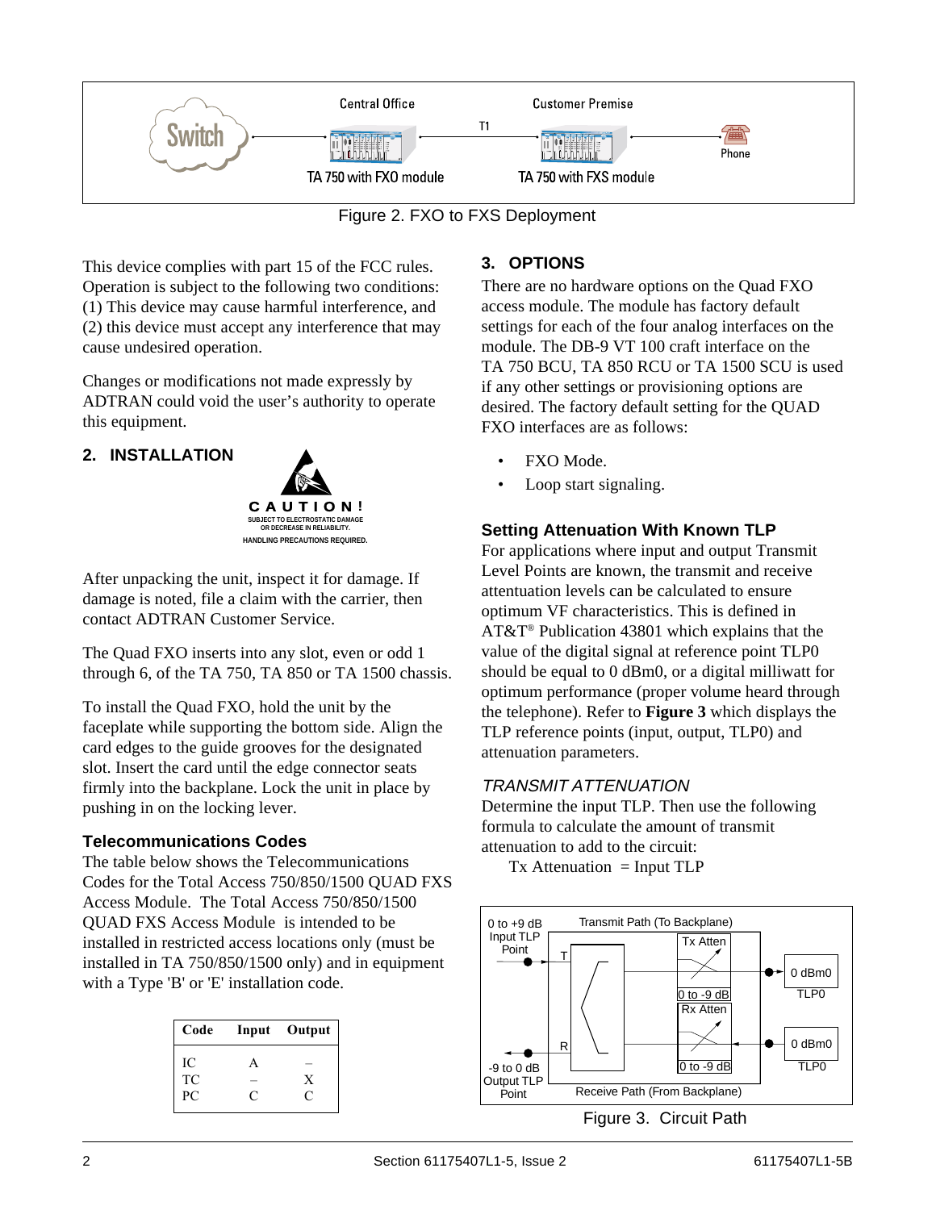Figure 2. FXO to FXS Deployment

This device complies with part 15 of the FCC rules. Operation is subject to the following two conditions: (1) This device may cause harmful interference, and (2) this device must accept any interference that may cause undesired operation.

Changes or modifications not made expressly by ADTRAN could void the user's authority to operate this equipment.

## 2. INSTALLATION

**CAUTION!**
SUBJECT TO ELECTROSTATIC DAMAGE OR DECREASE IN RELIABILITY.
HANDLING PRECAUTIONS REQUIRED.

After unpacking the unit, inspect it for damage. If damage is noted, file a claim with the carrier, then contact ADTRAN Customer Service.

The Quad FXO inserts into any slot, even or odd 1 through 6, of the TA 750, TA 850 or TA 1500 chassis.

To install the Quad FXO, hold the unit by the faceplate while supporting the bottom side. Align the card edges to the guide grooves for the designated slot. Insert the card until the edge connector seats firmly into the backplane. Lock the unit in place by pushing in on the locking lever.

### Telecommunications Codes

The table below shows the Telecommunications Codes for the Total Access 750/850/1500 QUAD FXS Access Module. The Total Access 750/850/1500 QUAD FXS Access Module is intended to be installed in restricted access locations only (must be installed in TA 750/850/1500 only) and in equipment with a Type 'B' or 'E' installation code.

| Code | Input | Output |
|---|---|---|
| IC | A | – |
| TC | – | X |
| PC | C | C |

## 3. OPTIONS

There are no hardware options on the Quad FXO access module. The module has factory default settings for each of the four analog interfaces on the module. The DB-9 VT 100 craft interface on the TA 750 BCU, TA 850 RCU or TA 1500 SCU is used if any other settings or provisioning options are desired. The factory default setting for the QUAD FXO interfaces are as follows:

- FXO Mode.
- Loop start signaling.

### Setting Attenuation With Known TLP

For applications where input and output Transmit Level Points are known, the transmit and receive attenuation levels can be calculated to ensure optimum VF characteristics. This is defined in AT&T® Publication 43801 which explains that the value of the digital signal at reference point TLP0 should be equal to 0 dBm0, or a digital milliwatt for optimum performance (proper volume heard through the telephone). Refer to **Figure 3** which displays the TLP reference points (input, output, TLP0) and attenuation parameters.

*TRANSMIT ATTENUATION*

Determine the input TLP. Then use the following formula to calculate the amount of transmit attenuation to add to the circuit:

Tx Attenuation = Input TLP

Figure 3. Circuit Path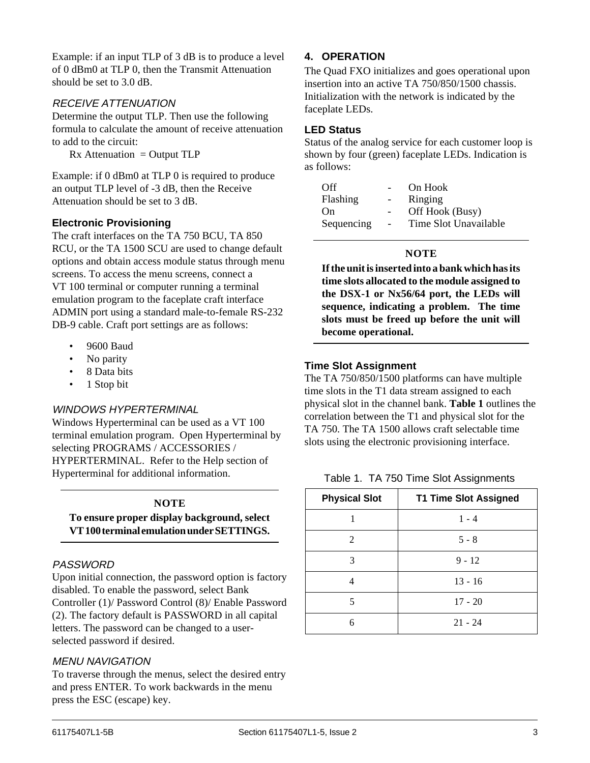Example: if an input TLP of 3 dB is to produce a level of 0 dBm0 at TLP 0, then the Transmit Attenuation should be set to 3.0 dB.

*RECEIVE ATTENUATION*

Determine the output TLP. Then use the following formula to calculate the amount of receive attenuation to add to the circuit:

Rx Attenuation = Output TLP

Example: if 0 dBm0 at TLP 0 is required to produce an output TLP level of -3 dB, then the Receive Attenuation should be set to 3 dB.

### Electronic Provisioning

The craft interfaces on the TA 750 BCU, TA 850 RCU, or the TA 1500 SCU are used to change default options and obtain access module status through menu screens. To access the menu screens, connect a VT 100 terminal or computer running a terminal emulation program to the faceplate craft interface ADMIN port using a standard male-to-female RS-232 DB-9 cable. Craft port settings are as follows:

- 9600 Baud
- No parity
- 8 Data bits
- 1 Stop bit

*WINDOWS HYPERTERMINAL*

Windows Hyperterminal can be used as a VT 100 terminal emulation program. Open Hyperterminal by selecting PROGRAMS / ACCESSORIES / HYPERTERMINAL. Refer to the Help section of Hyperterminal for additional information.

**NOTE**

**To ensure proper display background, select VT 100 terminal emulation under SETTINGS.**

*PASSWORD*

Upon initial connection, the password option is factory disabled. To enable the password, select Bank Controller (1)/ Password Control (8)/ Enable Password (2). The factory default is PASSWORD in all capital letters. The password can be changed to a user-selected password if desired.

*MENU NAVIGATION*

To traverse through the menus, select the desired entry and press ENTER. To work backwards in the menu press the ESC (escape) key.

## 4. OPERATION

The Quad FXO initializes and goes operational upon insertion into an active TA 750/850/1500 chassis. Initialization with the network is indicated by the faceplate LEDs.

### LED Status

Status of the analog service for each customer loop is shown by four (green) faceplate LEDs. Indication is as follows:

| | | |
|---|---|---|
| Off | - | On Hook |
| Flashing | - | Ringing |
| On | - | Off Hook (Busy) |
| Sequencing | - | Time Slot Unavailable |

**NOTE**

**If the unit is inserted into a bank which has its time slots allocated to the module assigned to the DSX-1 or Nx56/64 port, the LEDs will sequence, indicating a problem. The time slots must be freed up before the unit will become operational.**

### Time Slot Assignment

The TA 750/850/1500 platforms can have multiple time slots in the T1 data stream assigned to each physical slot in the channel bank. **Table 1** outlines the correlation between the T1 and physical slot for the TA 750. The TA 1500 allows craft selectable time slots using the electronic provisioning interface.

Table 1. TA 750 Time Slot Assignments

| Physical Slot | T1 Time Slot Assigned |
|---|---|
| 1 | 1 - 4 |
| 2 | 5 - 8 |
| 3 | 9 - 12 |
| 4 | 13 - 16 |
| 5 | 17 - 20 |
| 6 | 21 - 24 |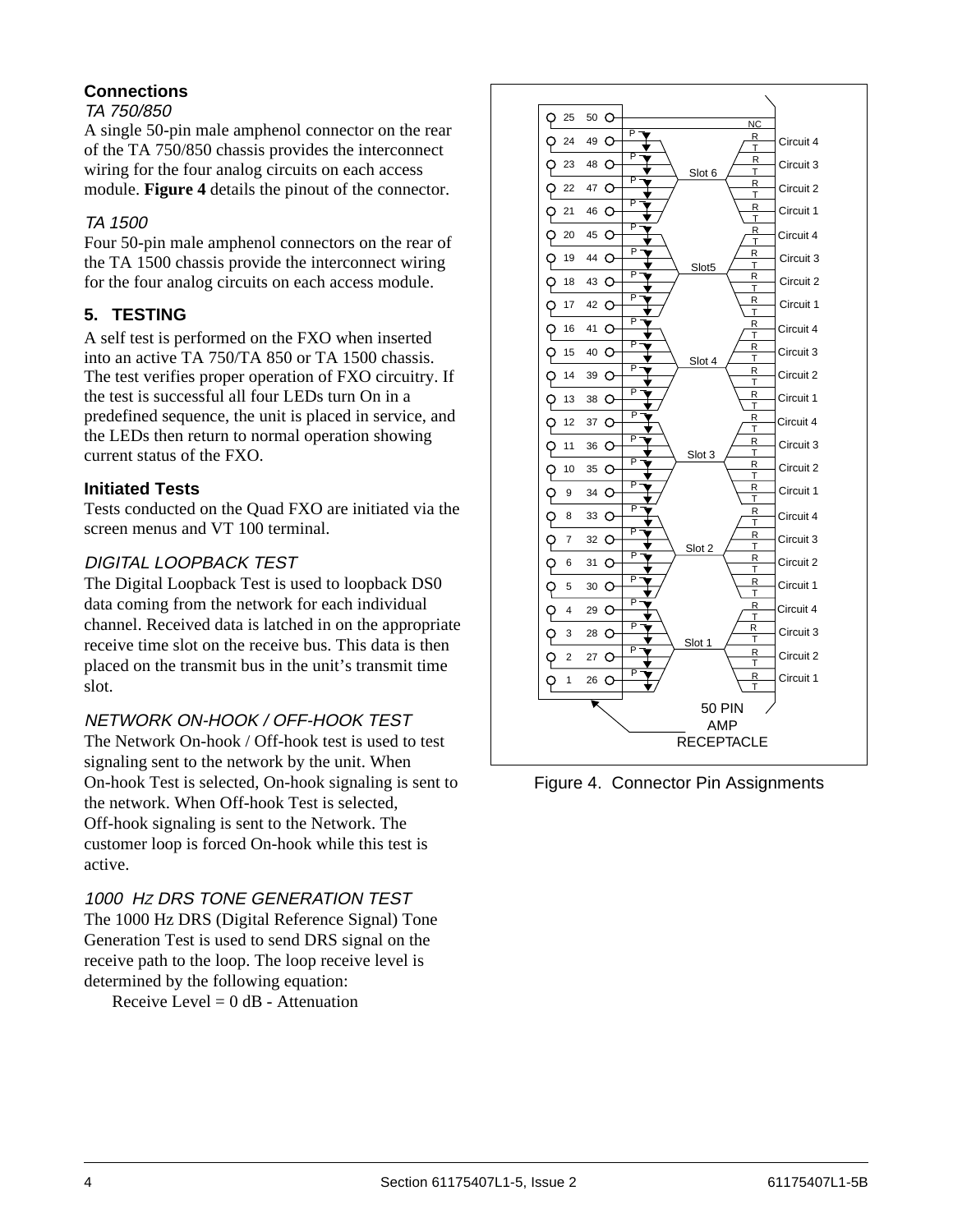### Connections

*TA 750/850*

A single 50-pin male amphenol connector on the rear of the TA 750/850 chassis provides the interconnect wiring for the four analog circuits on each access module. **Figure 4** details the pinout of the connector.

*TA 1500*

Four 50-pin male amphenol connectors on the rear of the TA 1500 chassis provide the interconnect wiring for the four analog circuits on each access module.

## 5. TESTING

A self test is performed on the FXO when inserted into an active TA 750/TA 850 or TA 1500 chassis. The test verifies proper operation of FXO circuitry. If the test is successful all four LEDs turn On in a predefined sequence, the unit is placed in service, and the LEDs then return to normal operation showing current status of the FXO.

### Initiated Tests

Tests conducted on the Quad FXO are initiated via the screen menus and VT 100 terminal.

*DIGITAL LOOPBACK TEST*

The Digital Loopback Test is used to loopback DS0 data coming from the network for each individual channel. Received data is latched in on the appropriate receive time slot on the receive bus. This data is then placed on the transmit bus in the unit's transmit time slot.

*NETWORK ON-HOOK / OFF-HOOK TEST*

The Network On-hook / Off-hook test is used to test signaling sent to the network by the unit. When On-hook Test is selected, On-hook signaling is sent to the network. When Off-hook Test is selected, Off-hook signaling is sent to the Network. The customer loop is forced On-hook while this test is active.

*1000 HZ DRS TONE GENERATION TEST*

The 1000 Hz DRS (Digital Reference Signal) Tone Generation Test is used to send DRS signal on the receive path to the loop. The loop receive level is determined by the following equation:

Receive Level = 0 dB - Attenuation

| Pins | Slot | Circuit |
|---|---|---|
| 25 / 50 | NC | |
| 24 (R) / 49 (T) | Slot 6 | Circuit 4 |
| 23 (R) / 48 (T) | Slot 6 | Circuit 3 |
| 22 (R) / 47 (T) | Slot 6 | Circuit 2 |
| 21 (R) / 46 (T) | Slot 6 | Circuit 1 |
| 20 (R) / 45 (T) | Slot5 | Circuit 4 |
| 19 (R) / 44 (T) | Slot5 | Circuit 3 |
| 18 (R) / 43 (T) | Slot5 | Circuit 2 |
| 17 (R) / 42 (T) | Slot5 | Circuit 1 |
| 16 (R) / 41 (T) | Slot 4 | Circuit 4 |
| 15 (R) / 40 (T) | Slot 4 | Circuit 3 |
| 14 (R) / 39 (T) | Slot 4 | Circuit 2 |
| 13 (R) / 38 (T) | Slot 4 | Circuit 1 |
| 12 (R) / 37 (T) | Slot 3 | Circuit 4 |
| 11 (R) / 36 (T) | Slot 3 | Circuit 3 |
| 10 (R) / 35 (T) | Slot 3 | Circuit 2 |
| 9 (R) / 34 (T) | Slot 3 | Circuit 1 |
| 8 (R) / 33 (T) | Slot 2 | Circuit 4 |
| 7 (R) / 32 (T) | Slot 2 | Circuit 3 |
| 6 (R) / 31 (T) | Slot 2 | Circuit 2 |
| 5 (R) / 30 (T) | Slot 2 | Circuit 1 |
| 4 (R) / 29 (T) | Slot 1 | Circuit 4 |
| 3 (R) / 28 (T) | Slot 1 | Circuit 3 |
| 2 (R) / 27 (T) | Slot 1 | Circuit 2 |
| 1 (R) / 26 (T) | Slot 1 | Circuit 1 |

50 PIN AMP RECEPTACLE

Figure 4. Connector Pin Assignments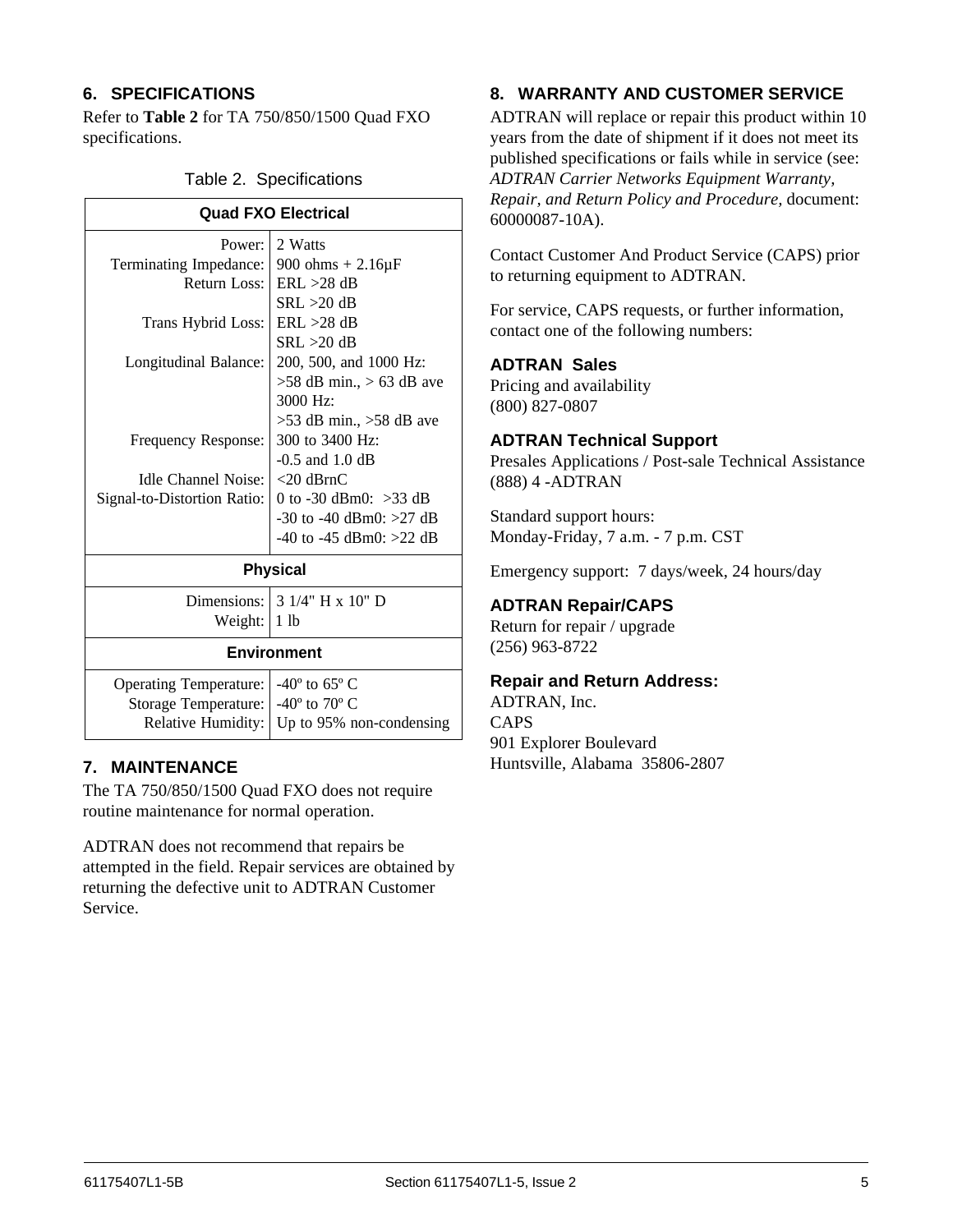## 6. SPECIFICATIONS

Refer to **Table 2** for TA 750/850/1500 Quad FXO specifications.

Table 2. Specifications

| Quad FXO Electrical | |
|---|---|
| Power: | 2 Watts |
| Terminating Impedance: | 900 ohms + 2.16µF |
| Return Loss: | ERL >28 dB<br>SRL >20 dB |
| Trans Hybrid Loss: | ERL >28 dB<br>SRL >20 dB |
| Longitudinal Balance: | 200, 500, and 1000 Hz:<br>>58 dB min., > 63 dB ave<br>3000 Hz:<br>>53 dB min., >58 dB ave |
| Frequency Response: | 300 to 3400 Hz:<br>-0.5 and 1.0 dB |
| Idle Channel Noise: | <20 dBrnC |
| Signal-to-Distortion Ratio: | 0 to -30 dBm0: >33 dB<br>-30 to -40 dBm0: >27 dB<br>-40 to -45 dBm0: >22 dB |
| **Physical** | |
| Dimensions: | 3 1/4" H x 10" D |
| Weight: | 1 lb |
| **Environment** | |
| Operating Temperature: | -40º to 65º C |
| Storage Temperature: | -40º to 70º C |
| Relative Humidity: | Up to 95% non-condensing |

## 7. MAINTENANCE

The TA 750/850/1500 Quad FXO does not require routine maintenance for normal operation.

ADTRAN does not recommend that repairs be attempted in the field. Repair services are obtained by returning the defective unit to ADTRAN Customer Service.

## 8. WARRANTY AND CUSTOMER SERVICE

ADTRAN will replace or repair this product within 10 years from the date of shipment if it does not meet its published specifications or fails while in service (see: *ADTRAN Carrier Networks Equipment Warranty, Repair, and Return Policy and Procedure*, document: 60000087-10A).

Contact Customer And Product Service (CAPS) prior to returning equipment to ADTRAN.

For service, CAPS requests, or further information, contact one of the following numbers:

### ADTRAN Sales

Pricing and availability
(800) 827-0807

### ADTRAN Technical Support

Presales Applications / Post-sale Technical Assistance
(888) 4 -ADTRAN

Standard support hours:
Monday-Friday, 7 a.m. - 7 p.m. CST

Emergency support: 7 days/week, 24 hours/day

### ADTRAN Repair/CAPS

Return for repair / upgrade
(256) 963-8722

### Repair and Return Address:

ADTRAN, Inc.
CAPS
901 Explorer Boulevard
Huntsville, Alabama 35806-2807